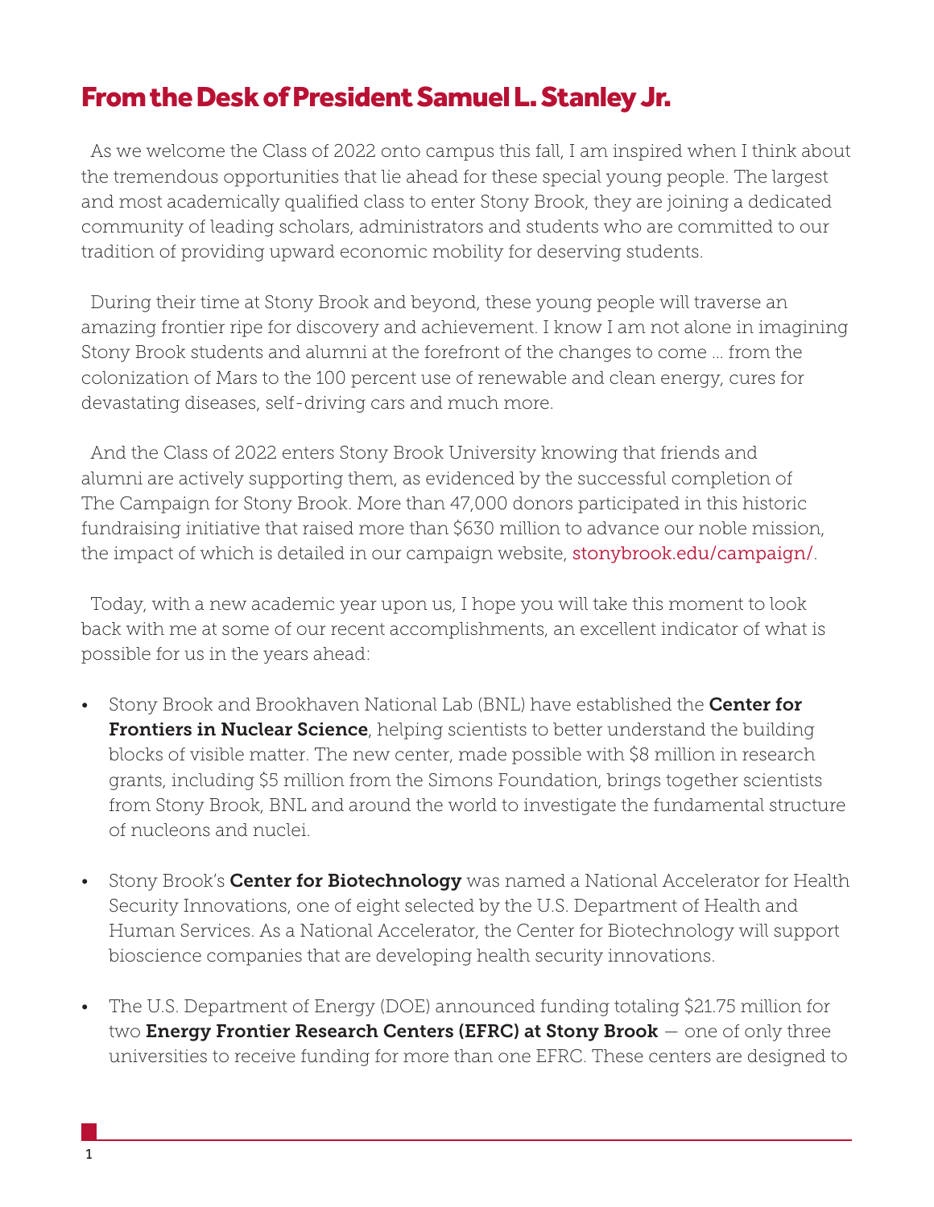# From the Desk of President Samuel L. Stanley Jr.

As we welcome the Class of 2022 onto campus this fall, I am inspired when I think about the tremendous opportunities that lie ahead for these special young people. The largest and most academically qualified class to enter Stony Brook, they are joining a dedicated community of leading scholars, administrators and students who are committed to our tradition of providing upward economic mobility for deserving students.

During their time at Stony Brook and beyond, these young people will traverse an amazing frontier ripe for discovery and achievement. I know I am not alone in imagining Stony Brook students and alumni at the forefront of the changes to come ... from the colonization of Mars to the 100 percent use of renewable and clean energy, cures for devastating diseases, self-driving cars and much more.

And the Class of 2022 enters Stony Brook University knowing that friends and alumni are actively supporting them, as evidenced by the successful completion of The Campaign for Stony Brook. More than 47,000 donors participated in this historic fundraising initiative that raised more than $630 million to advance our noble mission, the impact of which is detailed in our campaign website, stonybrook.edu/campaign/.

Today, with a new academic year upon us, I hope you will take this moment to look back with me at some of our recent accomplishments, an excellent indicator of what is possible for us in the years ahead:

- Stony Brook and Brookhaven National Lab (BNL) have established the **Center for Frontiers in Nuclear Science**, helping scientists to better understand the building blocks of visible matter. The new center, made possible with $8 million in research grants, including $5 million from the Simons Foundation, brings together scientists from Stony Brook, BNL and around the world to investigate the fundamental structure of nucleons and nuclei.
- Stony Brook's **Center for Biotechnology** was named a National Accelerator for Health Security Innovations, one of eight selected by the U.S. Department of Health and Human Services. As a National Accelerator, the Center for Biotechnology will support bioscience companies that are developing health security innovations.
- The U.S. Department of Energy (DOE) announced funding totaling $21.75 million for two **Energy Frontier Research Centers (EFRC) at Stony Brook** — one of only three universities to receive funding for more than one EFRC. These centers are designed to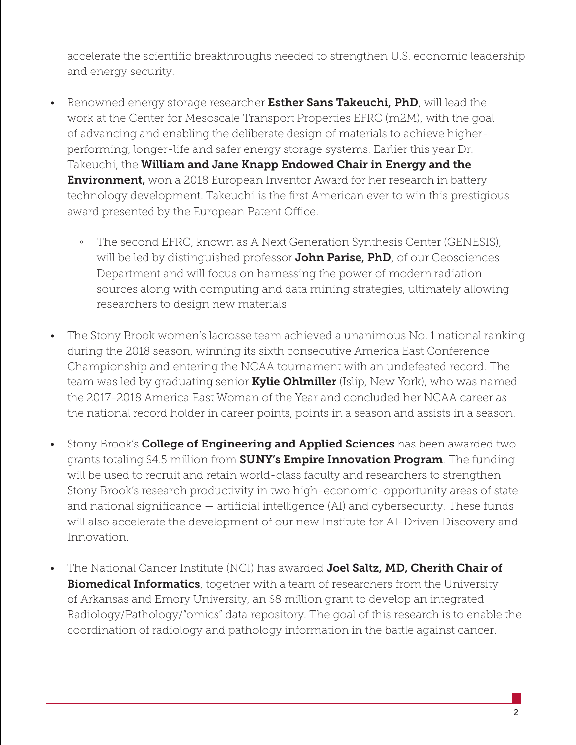accelerate the scientific breakthroughs needed to strengthen U.S. economic leadership and energy security.

- Renowned energy storage researcher **Esther Sans Takeuchi, PhD**, will lead the work at the Center for Mesoscale Transport Properties EFRC (m2M), with the goal of advancing and enabling the deliberate design of materials to achieve higher-performing, longer-life and safer energy storage systems. Earlier this year Dr. Takeuchi, the **William and Jane Knapp Endowed Chair in Energy and the Environment,** won a 2018 European Inventor Award for her research in battery technology development. Takeuchi is the first American ever to win this prestigious award presented by the European Patent Office.
    - The second EFRC, known as A Next Generation Synthesis Center (GENESIS), will be led by distinguished professor **John Parise, PhD**, of our Geosciences Department and will focus on harnessing the power of modern radiation sources along with computing and data mining strategies, ultimately allowing researchers to design new materials.

- The Stony Brook women's lacrosse team achieved a unanimous No. 1 national ranking during the 2018 season, winning its sixth consecutive America East Conference Championship and entering the NCAA tournament with an undefeated record. The team was led by graduating senior **Kylie Ohlmiller** (Islip, New York), who was named the 2017-2018 America East Woman of the Year and concluded her NCAA career as the national record holder in career points, points in a season and assists in a season.

- Stony Brook's **College of Engineering and Applied Sciences** has been awarded two grants totaling $4.5 million from **SUNY's Empire Innovation Program**. The funding will be used to recruit and retain world-class faculty and researchers to strengthen Stony Brook's research productivity in two high-economic-opportunity areas of state and national significance — artificial intelligence (AI) and cybersecurity. These funds will also accelerate the development of our new Institute for AI-Driven Discovery and Innovation.

- The National Cancer Institute (NCI) has awarded **Joel Saltz, MD, Cherith Chair of Biomedical Informatics**, together with a team of researchers from the University of Arkansas and Emory University, an $8 million grant to develop an integrated Radiology/Pathology/"omics" data repository. The goal of this research is to enable the coordination of radiology and pathology information in the battle against cancer.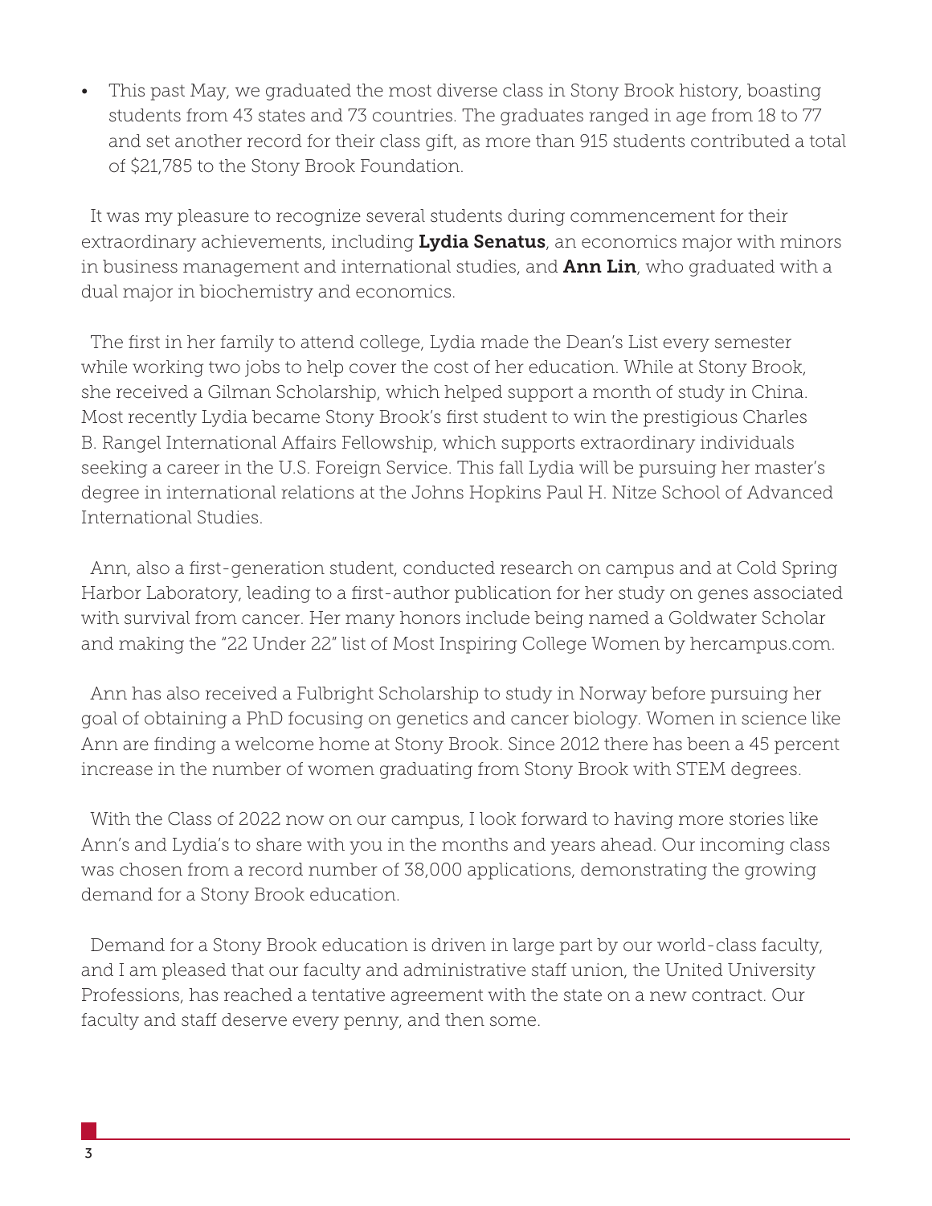- This past May, we graduated the most diverse class in Stony Brook history, boasting students from 43 states and 73 countries. The graduates ranged in age from 18 to 77 and set another record for their class gift, as more than 915 students contributed a total of $21,785 to the Stony Brook Foundation.

It was my pleasure to recognize several students during commencement for their extraordinary achievements, including **Lydia Senatus**, an economics major with minors in business management and international studies, and **Ann Lin**, who graduated with a dual major in biochemistry and economics.

The first in her family to attend college, Lydia made the Dean's List every semester while working two jobs to help cover the cost of her education. While at Stony Brook, she received a Gilman Scholarship, which helped support a month of study in China. Most recently Lydia became Stony Brook's first student to win the prestigious Charles B. Rangel International Affairs Fellowship, which supports extraordinary individuals seeking a career in the U.S. Foreign Service. This fall Lydia will be pursuing her master's degree in international relations at the Johns Hopkins Paul H. Nitze School of Advanced International Studies.

Ann, also a first-generation student, conducted research on campus and at Cold Spring Harbor Laboratory, leading to a first-author publication for her study on genes associated with survival from cancer. Her many honors include being named a Goldwater Scholar and making the "22 Under 22" list of Most Inspiring College Women by hercampus.com.

Ann has also received a Fulbright Scholarship to study in Norway before pursuing her goal of obtaining a PhD focusing on genetics and cancer biology. Women in science like Ann are finding a welcome home at Stony Brook. Since 2012 there has been a 45 percent increase in the number of women graduating from Stony Brook with STEM degrees.

With the Class of 2022 now on our campus, I look forward to having more stories like Ann's and Lydia's to share with you in the months and years ahead. Our incoming class was chosen from a record number of 38,000 applications, demonstrating the growing demand for a Stony Brook education.

Demand for a Stony Brook education is driven in large part by our world-class faculty, and I am pleased that our faculty and administrative staff union, the United University Professions, has reached a tentative agreement with the state on a new contract. Our faculty and staff deserve every penny, and then some.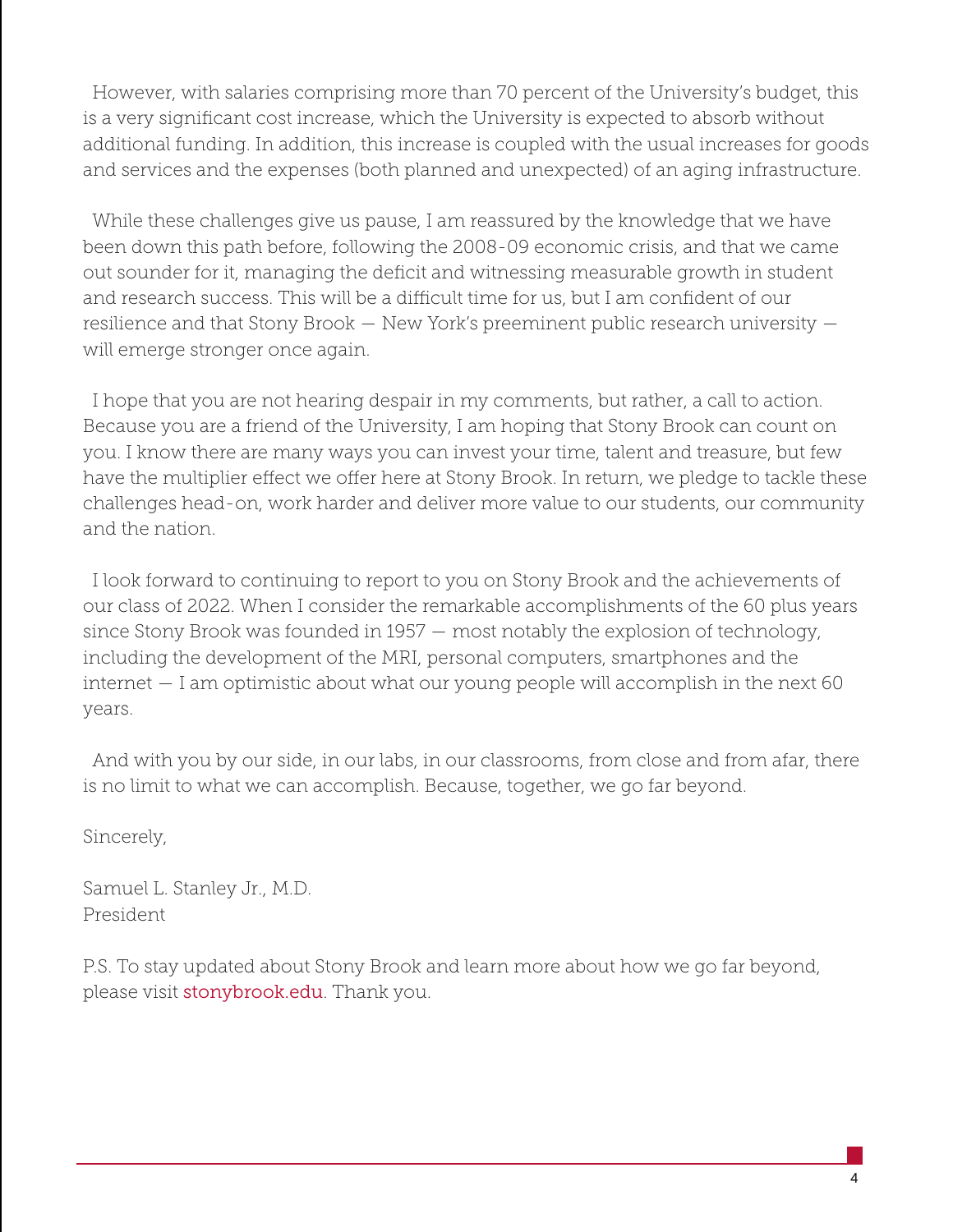However, with salaries comprising more than 70 percent of the University's budget, this is a very significant cost increase, which the University is expected to absorb without additional funding. In addition, this increase is coupled with the usual increases for goods and services and the expenses (both planned and unexpected) of an aging infrastructure.

While these challenges give us pause, I am reassured by the knowledge that we have been down this path before, following the 2008-09 economic crisis, and that we came out sounder for it, managing the deficit and witnessing measurable growth in student and research success. This will be a difficult time for us, but I am confident of our resilience and that Stony Brook — New York's preeminent public research university — will emerge stronger once again.

I hope that you are not hearing despair in my comments, but rather, a call to action. Because you are a friend of the University, I am hoping that Stony Brook can count on you. I know there are many ways you can invest your time, talent and treasure, but few have the multiplier effect we offer here at Stony Brook. In return, we pledge to tackle these challenges head-on, work harder and deliver more value to our students, our community and the nation.

I look forward to continuing to report to you on Stony Brook and the achievements of our class of 2022. When I consider the remarkable accomplishments of the 60 plus years since Stony Brook was founded in 1957 — most notably the explosion of technology, including the development of the MRI, personal computers, smartphones and the internet — I am optimistic about what our young people will accomplish in the next 60 years.

And with you by our side, in our labs, in our classrooms, from close and from afar, there is no limit to what we can accomplish. Because, together, we go far beyond.

Sincerely,

Samuel L. Stanley Jr., M.D.
President

P.S. To stay updated about Stony Brook and learn more about how we go far beyond, please visit stonybrook.edu. Thank you.